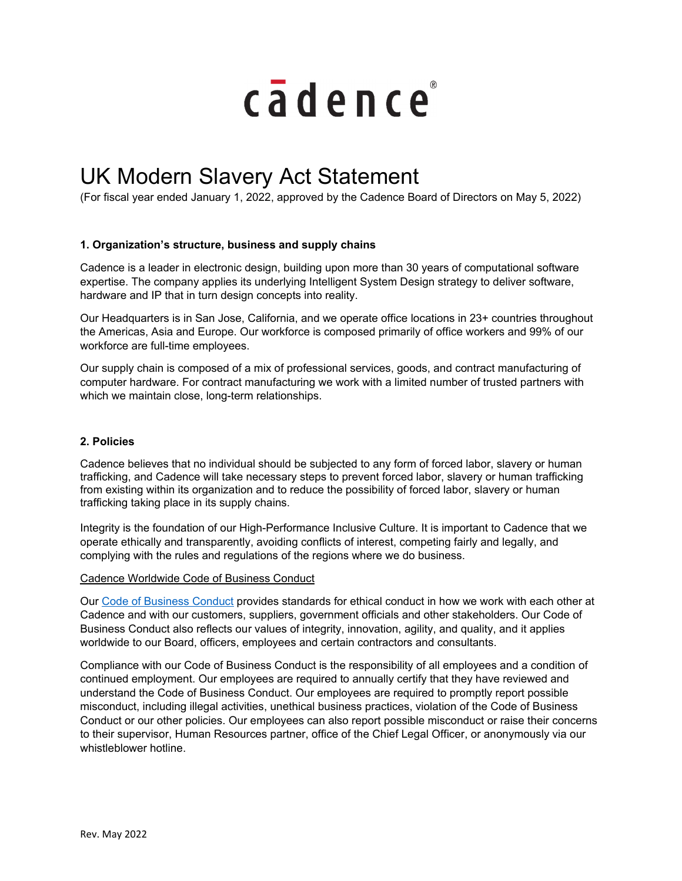cādence®

# UK Modern Slavery Act Statement

(For fiscal year ended January 1, 2022, approved by the Cadence Board of Directors on May 5, 2022)

### 1. Organization's structure, business and supply chains

Cadence is a leader in electronic design, building upon more than 30 years of computational software expertise. The company applies its underlying Intelligent System Design strategy to deliver software, hardware and IP that in turn design concepts into reality.

Our Headquarters is in San Jose, California, and we operate office locations in 23+ countries throughout the Americas, Asia and Europe. Our workforce is composed primarily of office workers and 99% of our workforce are full-time employees.

Our supply chain is composed of a mix of professional services, goods, and contract manufacturing of computer hardware. For contract manufacturing we work with a limited number of trusted partners with which we maintain close, long-term relationships.

### 2. Policies

Cadence believes that no individual should be subjected to any form of forced labor, slavery or human trafficking, and Cadence will take necessary steps to prevent forced labor, slavery or human trafficking from existing within its organization and to reduce the possibility of forced labor, slavery or human trafficking taking place in its supply chains.

Integrity is the foundation of our High-Performance Inclusive Culture. It is important to Cadence that we operate ethically and transparently, avoiding conflicts of interest, competing fairly and legally, and complying with the rules and regulations of the regions where we do business.

<u>Cadence Worldwide Code of Business Conduct</u>

Our Code of Business Conduct provides standards for ethical conduct in how we work with each other at Cadence and with our customers, suppliers, government officials and other stakeholders. Our Code of Business Conduct also reflects our values of integrity, innovation, agility, and quality, and it applies worldwide to our Board, officers, employees and certain contractors and consultants.

Compliance with our Code of Business Conduct is the responsibility of all employees and a condition of continued employment. Our employees are required to annually certify that they have reviewed and understand the Code of Business Conduct. Our employees are required to promptly report possible misconduct, including illegal activities, unethical business practices, violation of the Code of Business Conduct or our other policies. Our employees can also report possible misconduct or raise their concerns to their supervisor, Human Resources partner, office of the Chief Legal Officer, or anonymously via our whistleblower hotline.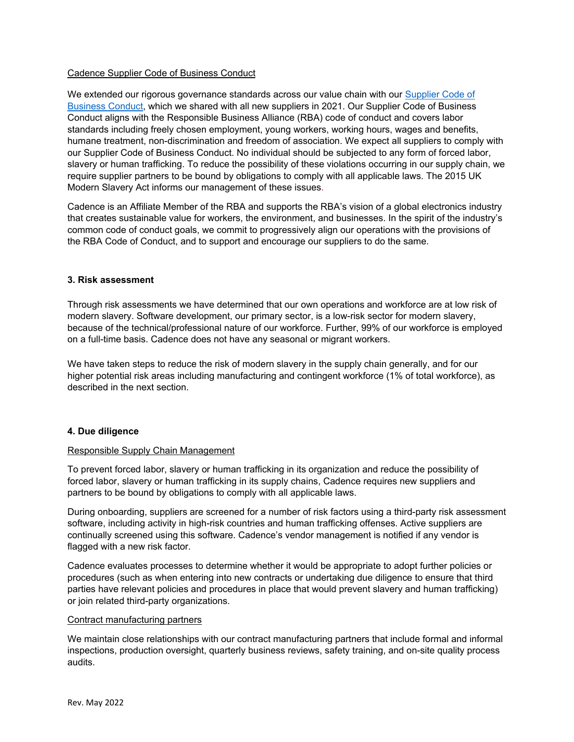Cadence Supplier Code of Business Conduct

We extended our rigorous governance standards across our value chain with our Supplier Code of Business Conduct, which we shared with all new suppliers in 2021. Our Supplier Code of Business Conduct aligns with the Responsible Business Alliance (RBA) code of conduct and covers labor standards including freely chosen employment, young workers, working hours, wages and benefits, humane treatment, non-discrimination and freedom of association. We expect all suppliers to comply with our Supplier Code of Business Conduct. No individual should be subjected to any form of forced labor, slavery or human trafficking. To reduce the possibility of these violations occurring in our supply chain, we require supplier partners to be bound by obligations to comply with all applicable laws. The 2015 UK Modern Slavery Act informs our management of these issues.

Cadence is an Affiliate Member of the RBA and supports the RBA's vision of a global electronics industry that creates sustainable value for workers, the environment, and businesses. In the spirit of the industry's common code of conduct goals, we commit to progressively align our operations with the provisions of the RBA Code of Conduct, and to support and encourage our suppliers to do the same.

## 3. Risk assessment

Through risk assessments we have determined that our own operations and workforce are at low risk of modern slavery. Software development, our primary sector, is a low-risk sector for modern slavery, because of the technical/professional nature of our workforce. Further, 99% of our workforce is employed on a full-time basis. Cadence does not have any seasonal or migrant workers.

We have taken steps to reduce the risk of modern slavery in the supply chain generally, and for our higher potential risk areas including manufacturing and contingent workforce (1% of total workforce), as described in the next section.

## 4. Due diligence

Responsible Supply Chain Management

To prevent forced labor, slavery or human trafficking in its organization and reduce the possibility of forced labor, slavery or human trafficking in its supply chains, Cadence requires new suppliers and partners to be bound by obligations to comply with all applicable laws.

During onboarding, suppliers are screened for a number of risk factors using a third-party risk assessment software, including activity in high-risk countries and human trafficking offenses. Active suppliers are continually screened using this software. Cadence's vendor management is notified if any vendor is flagged with a new risk factor.

Cadence evaluates processes to determine whether it would be appropriate to adopt further policies or procedures (such as when entering into new contracts or undertaking due diligence to ensure that third parties have relevant policies and procedures in place that would prevent slavery and human trafficking) or join related third-party organizations.

Contract manufacturing partners

We maintain close relationships with our contract manufacturing partners that include formal and informal inspections, production oversight, quarterly business reviews, safety training, and on-site quality process audits.

Rev. May 2022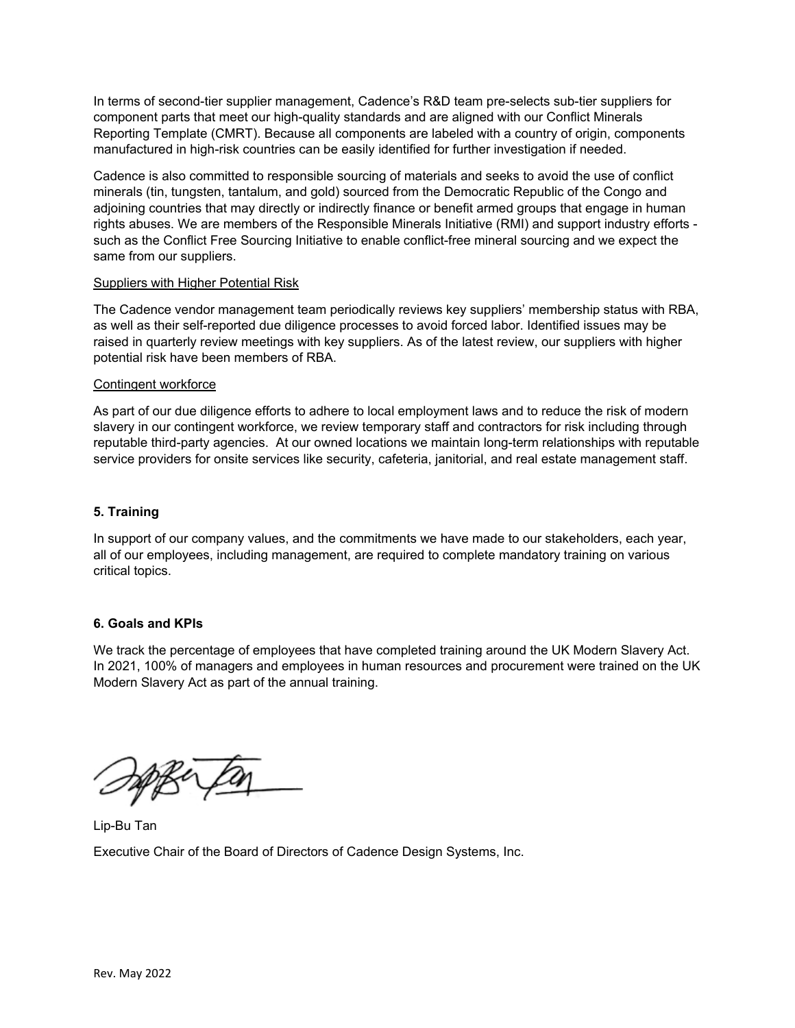In terms of second-tier supplier management, Cadence's R&D team pre-selects sub-tier suppliers for component parts that meet our high-quality standards and are aligned with our Conflict Minerals Reporting Template (CMRT). Because all components are labeled with a country of origin, components manufactured in high-risk countries can be easily identified for further investigation if needed.

Cadence is also committed to responsible sourcing of materials and seeks to avoid the use of conflict minerals (tin, tungsten, tantalum, and gold) sourced from the Democratic Republic of the Congo and adjoining countries that may directly or indirectly finance or benefit armed groups that engage in human rights abuses. We are members of the Responsible Minerals Initiative (RMI) and support industry efforts - such as the Conflict Free Sourcing Initiative to enable conflict-free mineral sourcing and we expect the same from our suppliers.

Suppliers with Higher Potential Risk

The Cadence vendor management team periodically reviews key suppliers' membership status with RBA, as well as their self-reported due diligence processes to avoid forced labor. Identified issues may be raised in quarterly review meetings with key suppliers. As of the latest review, our suppliers with higher potential risk have been members of RBA.

Contingent workforce

As part of our due diligence efforts to adhere to local employment laws and to reduce the risk of modern slavery in our contingent workforce, we review temporary staff and contractors for risk including through reputable third-party agencies. At our owned locations we maintain long-term relationships with reputable service providers for onsite services like security, cafeteria, janitorial, and real estate management staff.

**5. Training**

In support of our company values, and the commitments we have made to our stakeholders, each year, all of our employees, including management, are required to complete mandatory training on various critical topics.

**6. Goals and KPIs**

We track the percentage of employees that have completed training around the UK Modern Slavery Act. In 2021, 100% of managers and employees in human resources and procurement were trained on the UK Modern Slavery Act as part of the annual training.

Lip-Bu Tan

Executive Chair of the Board of Directors of Cadence Design Systems, Inc.

Rev. May 2022